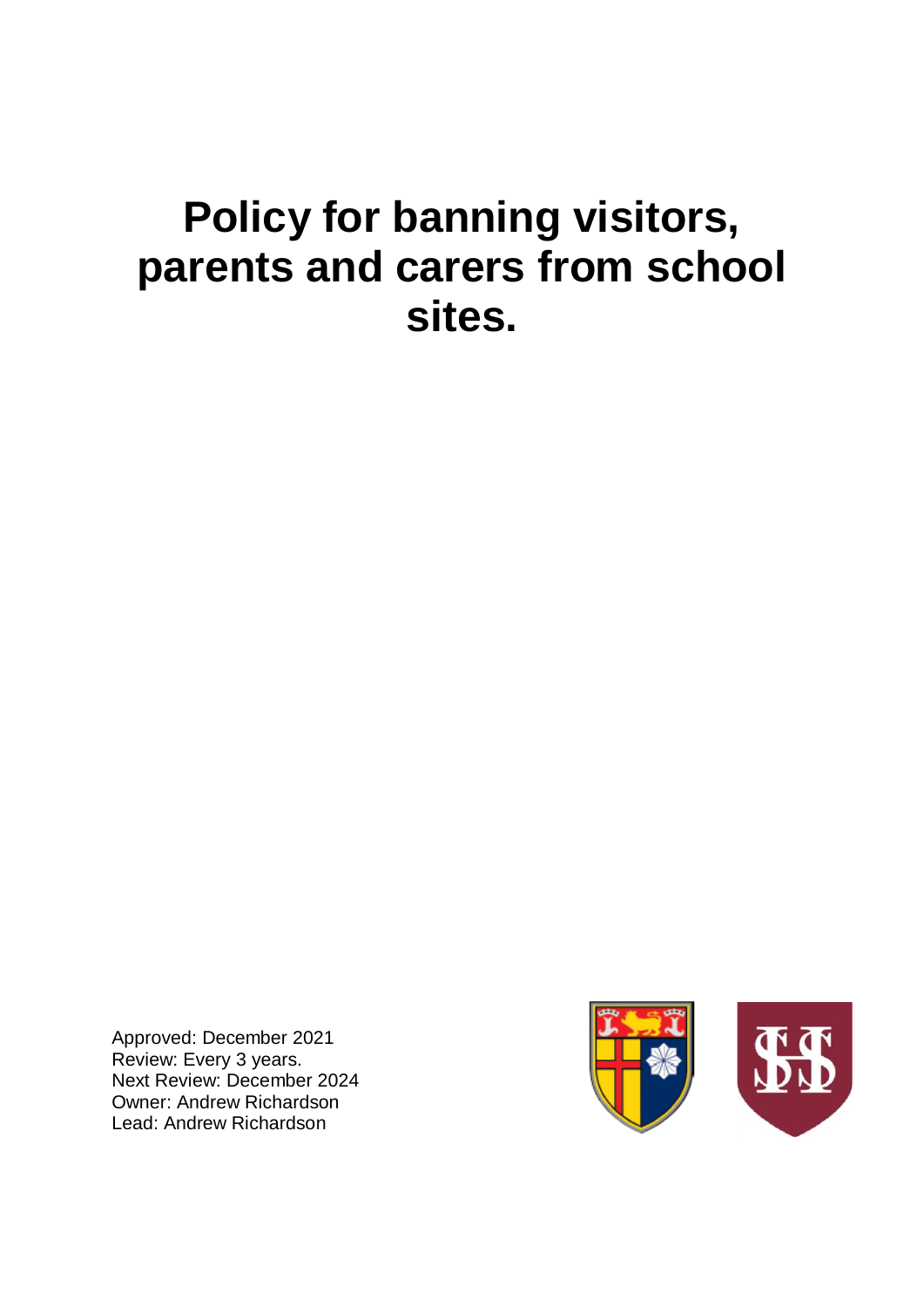# Policy for banning visitors, parents and carers from school sites.

Approved: December 2021
Review: Every 3 years.
Next Review: December 2024
Owner: Andrew Richardson
Lead: Andrew Richardson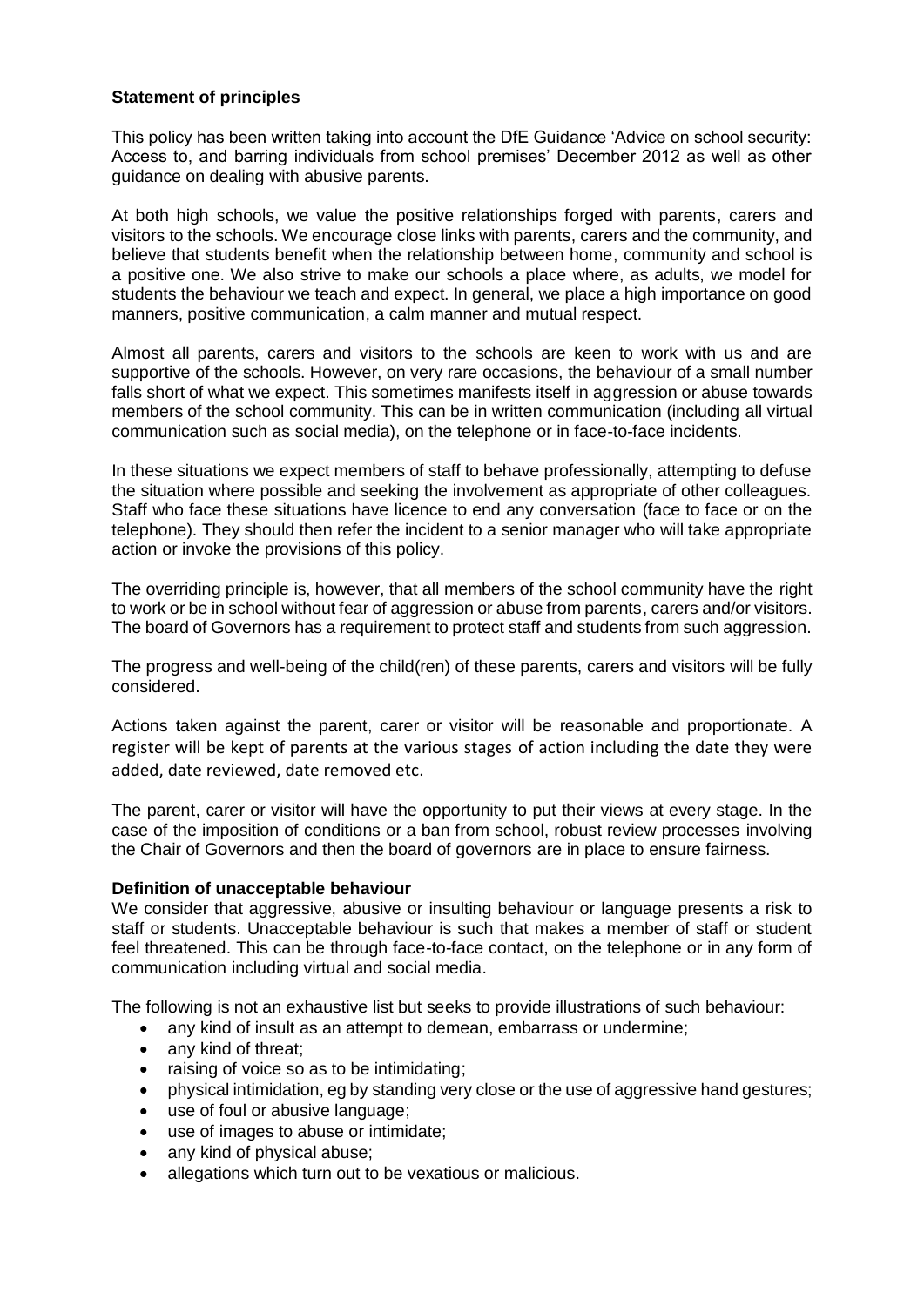**Statement of principles**

This policy has been written taking into account the DfE Guidance 'Advice on school security: Access to, and barring individuals from school premises' December 2012 as well as other guidance on dealing with abusive parents.

At both high schools, we value the positive relationships forged with parents, carers and visitors to the schools. We encourage close links with parents, carers and the community, and believe that students benefit when the relationship between home, community and school is a positive one. We also strive to make our schools a place where, as adults, we model for students the behaviour we teach and expect. In general, we place a high importance on good manners, positive communication, a calm manner and mutual respect.

Almost all parents, carers and visitors to the schools are keen to work with us and are supportive of the schools. However, on very rare occasions, the behaviour of a small number falls short of what we expect. This sometimes manifests itself in aggression or abuse towards members of the school community. This can be in written communication (including all virtual communication such as social media), on the telephone or in face-to-face incidents.

In these situations we expect members of staff to behave professionally, attempting to defuse the situation where possible and seeking the involvement as appropriate of other colleagues. Staff who face these situations have licence to end any conversation (face to face or on the telephone). They should then refer the incident to a senior manager who will take appropriate action or invoke the provisions of this policy.

The overriding principle is, however, that all members of the school community have the right to work or be in school without fear of aggression or abuse from parents, carers and/or visitors. The board of Governors has a requirement to protect staff and students from such aggression.

The progress and well-being of the child(ren) of these parents, carers and visitors will be fully considered.

Actions taken against the parent, carer or visitor will be reasonable and proportionate. A register will be kept of parents at the various stages of action including the date they were added, date reviewed, date removed etc.

The parent, carer or visitor will have the opportunity to put their views at every stage. In the case of the imposition of conditions or a ban from school, robust review processes involving the Chair of Governors and then the board of governors are in place to ensure fairness.

**Definition of unacceptable behaviour**

We consider that aggressive, abusive or insulting behaviour or language presents a risk to staff or students. Unacceptable behaviour is such that makes a member of staff or student feel threatened. This can be through face-to-face contact, on the telephone or in any form of communication including virtual and social media.

The following is not an exhaustive list but seeks to provide illustrations of such behaviour:

- any kind of insult as an attempt to demean, embarrass or undermine;
- any kind of threat;
- raising of voice so as to be intimidating;
- physical intimidation, eg by standing very close or the use of aggressive hand gestures;
- use of foul or abusive language;
- use of images to abuse or intimidate;
- any kind of physical abuse;
- allegations which turn out to be vexatious or malicious.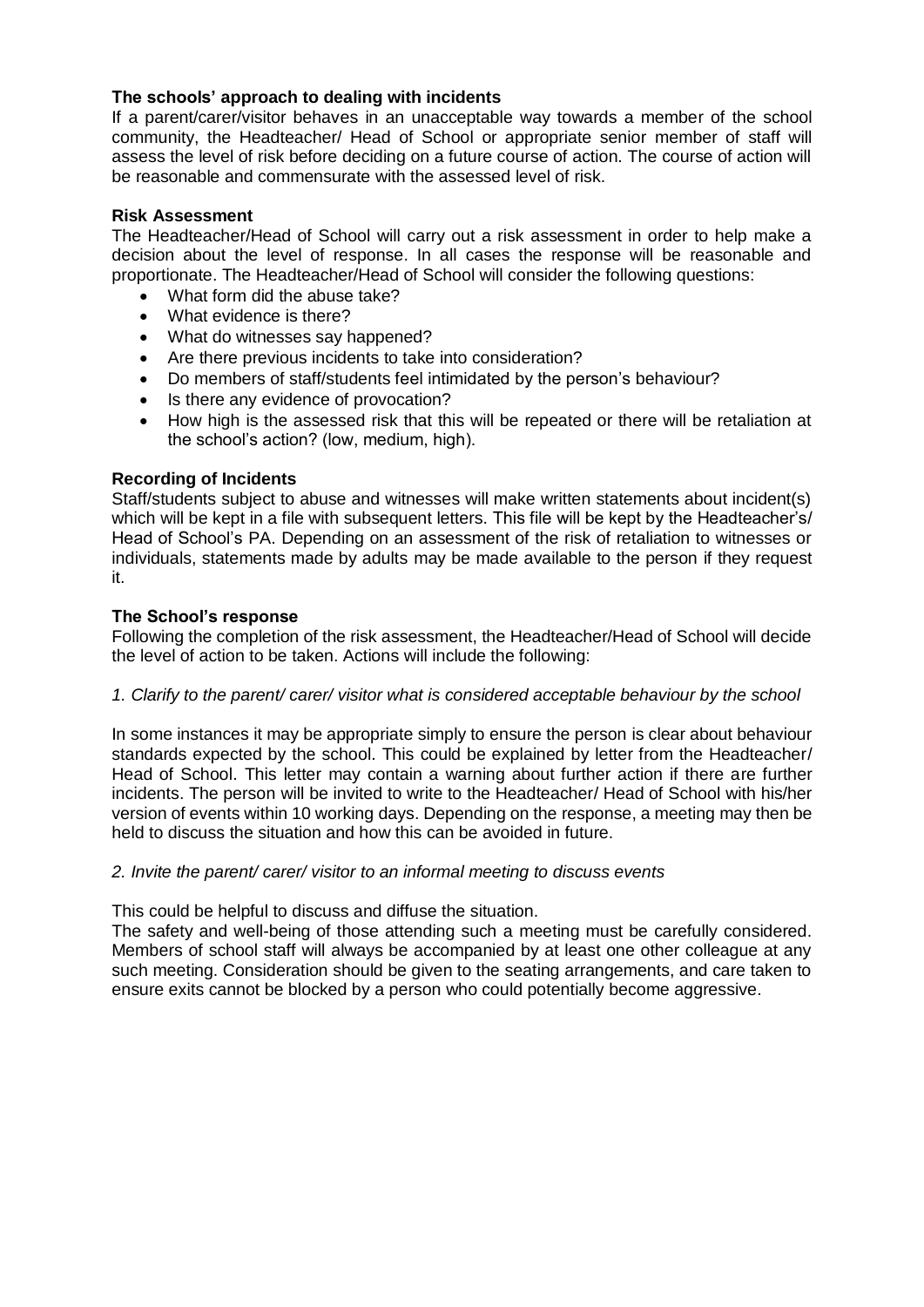**The schools' approach to dealing with incidents**

If a parent/carer/visitor behaves in an unacceptable way towards a member of the school community, the Headteacher/ Head of School or appropriate senior member of staff will assess the level of risk before deciding on a future course of action. The course of action will be reasonable and commensurate with the assessed level of risk.

**Risk Assessment**

The Headteacher/Head of School will carry out a risk assessment in order to help make a decision about the level of response. In all cases the response will be reasonable and proportionate. The Headteacher/Head of School will consider the following questions:

- What form did the abuse take?
- What evidence is there?
- What do witnesses say happened?
- Are there previous incidents to take into consideration?
- Do members of staff/students feel intimidated by the person's behaviour?
- Is there any evidence of provocation?
- How high is the assessed risk that this will be repeated or there will be retaliation at the school's action? (low, medium, high).

**Recording of Incidents**

Staff/students subject to abuse and witnesses will make written statements about incident(s) which will be kept in a file with subsequent letters. This file will be kept by the Headteacher's/ Head of School's PA. Depending on an assessment of the risk of retaliation to witnesses or individuals, statements made by adults may be made available to the person if they request it.

**The School's response**

Following the completion of the risk assessment, the Headteacher/Head of School will decide the level of action to be taken. Actions will include the following:

*1. Clarify to the parent/ carer/ visitor what is considered acceptable behaviour by the school*

In some instances it may be appropriate simply to ensure the person is clear about behaviour standards expected by the school. This could be explained by letter from the Headteacher/ Head of School. This letter may contain a warning about further action if there are further incidents. The person will be invited to write to the Headteacher/ Head of School with his/her version of events within 10 working days. Depending on the response, a meeting may then be held to discuss the situation and how this can be avoided in future.

*2. Invite the parent/ carer/ visitor to an informal meeting to discuss events*

This could be helpful to discuss and diffuse the situation.

The safety and well-being of those attending such a meeting must be carefully considered. Members of school staff will always be accompanied by at least one other colleague at any such meeting. Consideration should be given to the seating arrangements, and care taken to ensure exits cannot be blocked by a person who could potentially become aggressive.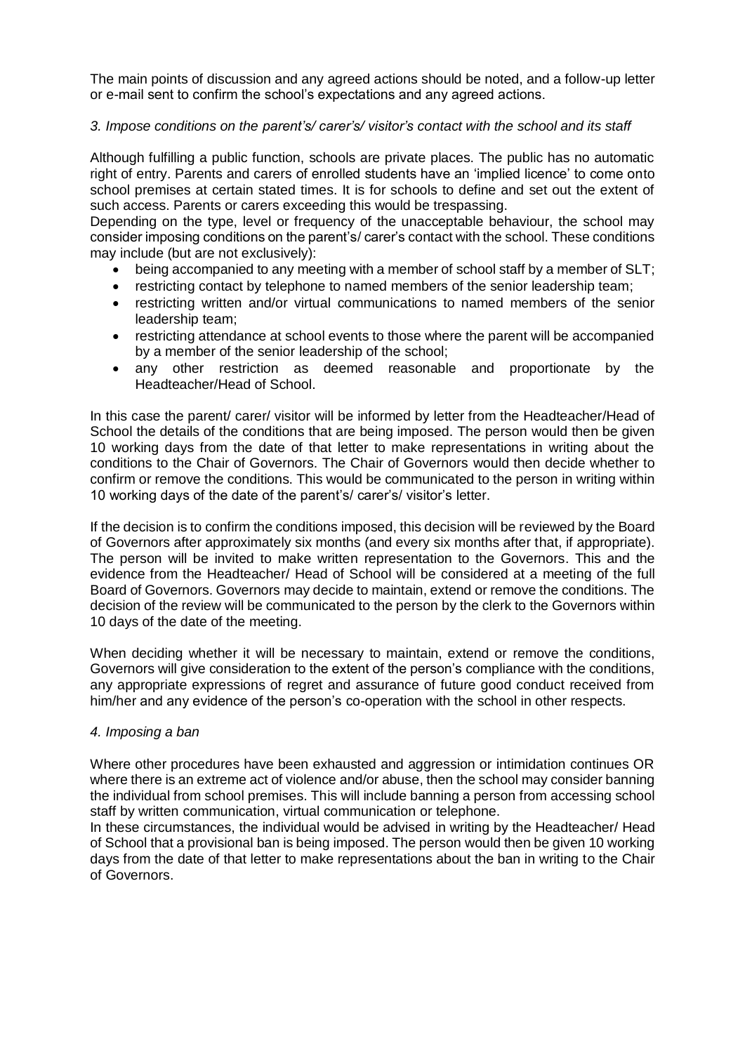The main points of discussion and any agreed actions should be noted, and a follow-up letter or e-mail sent to confirm the school's expectations and any agreed actions.

*3. Impose conditions on the parent's/ carer's/ visitor's contact with the school and its staff*

Although fulfilling a public function, schools are private places. The public has no automatic right of entry. Parents and carers of enrolled students have an 'implied licence' to come onto school premises at certain stated times. It is for schools to define and set out the extent of such access. Parents or carers exceeding this would be trespassing.

Depending on the type, level or frequency of the unacceptable behaviour, the school may consider imposing conditions on the parent's/ carer's contact with the school. These conditions may include (but are not exclusively):

- being accompanied to any meeting with a member of school staff by a member of SLT;
- restricting contact by telephone to named members of the senior leadership team;
- restricting written and/or virtual communications to named members of the senior leadership team;
- restricting attendance at school events to those where the parent will be accompanied by a member of the senior leadership of the school;
- any other restriction as deemed reasonable and proportionate by the Headteacher/Head of School.

In this case the parent/ carer/ visitor will be informed by letter from the Headteacher/Head of School the details of the conditions that are being imposed. The person would then be given 10 working days from the date of that letter to make representations in writing about the conditions to the Chair of Governors. The Chair of Governors would then decide whether to confirm or remove the conditions. This would be communicated to the person in writing within 10 working days of the date of the parent's/ carer's/ visitor's letter.

If the decision is to confirm the conditions imposed, this decision will be reviewed by the Board of Governors after approximately six months (and every six months after that, if appropriate). The person will be invited to make written representation to the Governors. This and the evidence from the Headteacher/ Head of School will be considered at a meeting of the full Board of Governors. Governors may decide to maintain, extend or remove the conditions. The decision of the review will be communicated to the person by the clerk to the Governors within 10 days of the date of the meeting.

When deciding whether it will be necessary to maintain, extend or remove the conditions, Governors will give consideration to the extent of the person's compliance with the conditions, any appropriate expressions of regret and assurance of future good conduct received from him/her and any evidence of the person's co-operation with the school in other respects.

*4. Imposing a ban*

Where other procedures have been exhausted and aggression or intimidation continues OR where there is an extreme act of violence and/or abuse, then the school may consider banning the individual from school premises. This will include banning a person from accessing school staff by written communication, virtual communication or telephone.

In these circumstances, the individual would be advised in writing by the Headteacher/ Head of School that a provisional ban is being imposed. The person would then be given 10 working days from the date of that letter to make representations about the ban in writing to the Chair of Governors.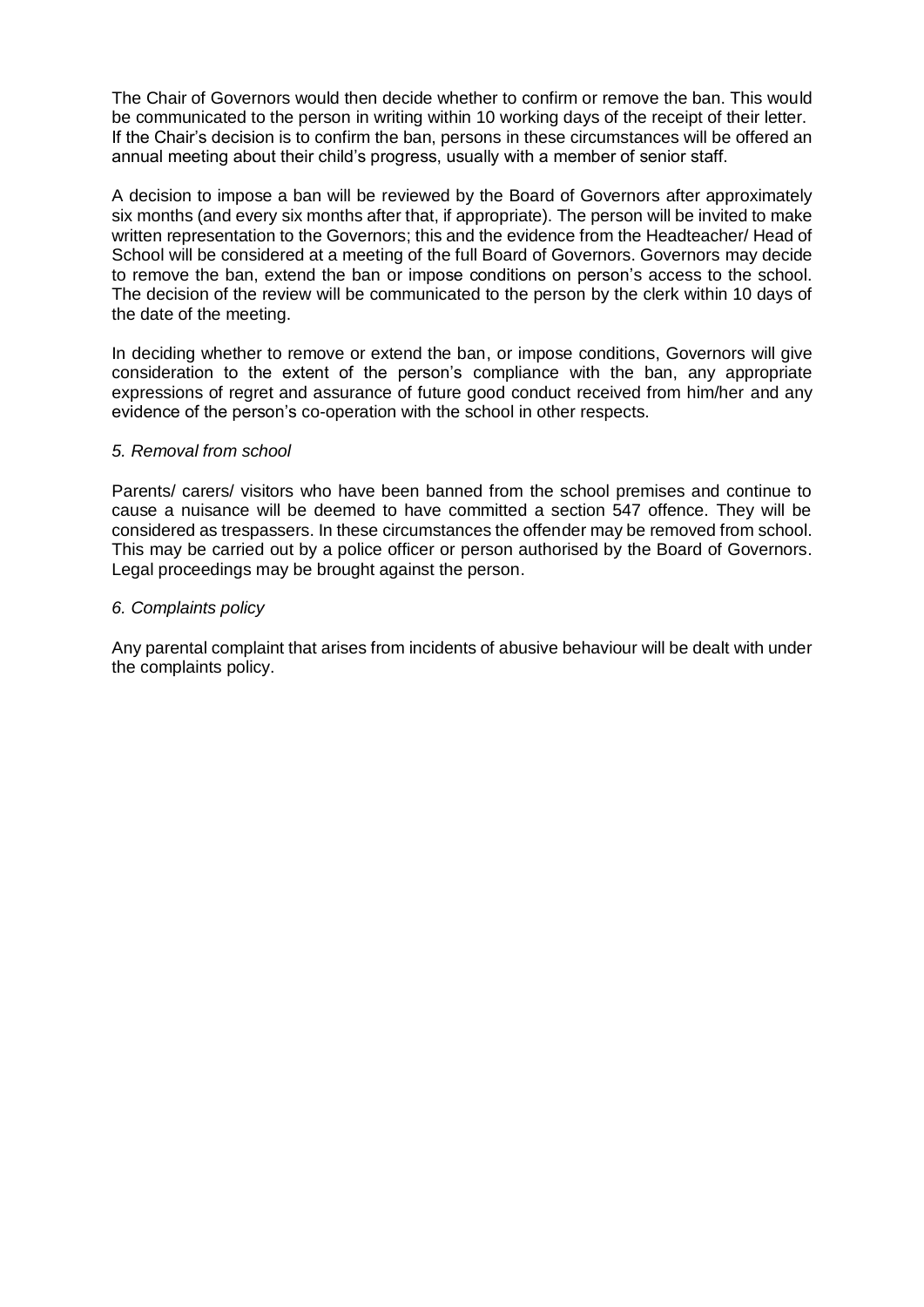The Chair of Governors would then decide whether to confirm or remove the ban. This would be communicated to the person in writing within 10 working days of the receipt of their letter. If the Chair's decision is to confirm the ban, persons in these circumstances will be offered an annual meeting about their child's progress, usually with a member of senior staff.

A decision to impose a ban will be reviewed by the Board of Governors after approximately six months (and every six months after that, if appropriate). The person will be invited to make written representation to the Governors; this and the evidence from the Headteacher/ Head of School will be considered at a meeting of the full Board of Governors. Governors may decide to remove the ban, extend the ban or impose conditions on person's access to the school. The decision of the review will be communicated to the person by the clerk within 10 days of the date of the meeting.

In deciding whether to remove or extend the ban, or impose conditions, Governors will give consideration to the extent of the person's compliance with the ban, any appropriate expressions of regret and assurance of future good conduct received from him/her and any evidence of the person's co-operation with the school in other respects.

*5. Removal from school*

Parents/ carers/ visitors who have been banned from the school premises and continue to cause a nuisance will be deemed to have committed a section 547 offence. They will be considered as trespassers. In these circumstances the offender may be removed from school. This may be carried out by a police officer or person authorised by the Board of Governors. Legal proceedings may be brought against the person.

*6. Complaints policy*

Any parental complaint that arises from incidents of abusive behaviour will be dealt with under the complaints policy.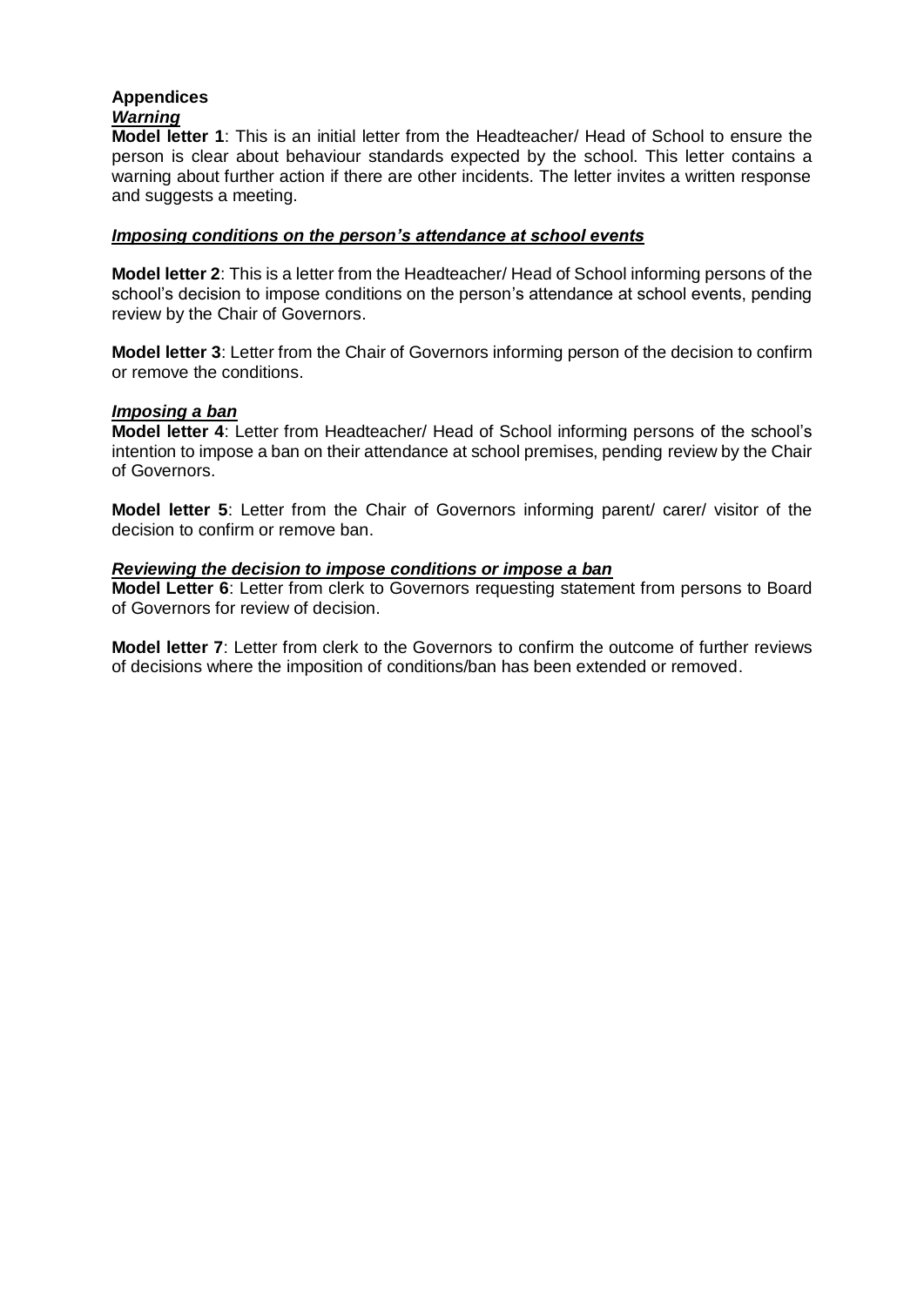## Appendices

***Warning***

**Model letter 1**: This is an initial letter from the Headteacher/ Head of School to ensure the person is clear about behaviour standards expected by the school. This letter contains a warning about further action if there are other incidents. The letter invites a written response and suggests a meeting.

***Imposing conditions on the person's attendance at school events***

**Model letter 2**: This is a letter from the Headteacher/ Head of School informing persons of the school's decision to impose conditions on the person's attendance at school events, pending review by the Chair of Governors.

**Model letter 3**: Letter from the Chair of Governors informing person of the decision to confirm or remove the conditions.

***Imposing a ban***

**Model letter 4**: Letter from Headteacher/ Head of School informing persons of the school's intention to impose a ban on their attendance at school premises, pending review by the Chair of Governors.

**Model letter 5**: Letter from the Chair of Governors informing parent/ carer/ visitor of the decision to confirm or remove ban.

***Reviewing the decision to impose conditions or impose a ban***

**Model Letter 6**: Letter from clerk to Governors requesting statement from persons to Board of Governors for review of decision.

**Model letter 7**: Letter from clerk to the Governors to confirm the outcome of further reviews of decisions where the imposition of conditions/ban has been extended or removed.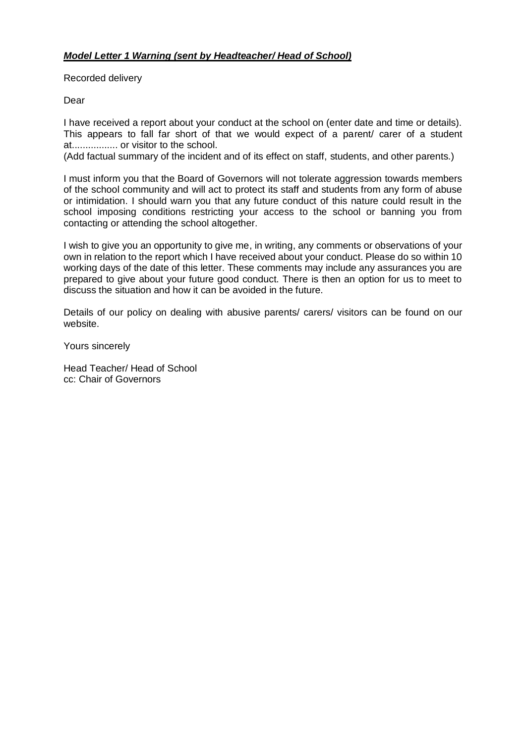***Model Letter 1 Warning (sent by Headteacher/ Head of School)***

Recorded delivery

Dear

I have received a report about your conduct at the school on (enter date and time or details). This appears to fall far short of that we would expect of a parent/ carer of a student at................. or visitor to the school.
(Add factual summary of the incident and of its effect on staff, students, and other parents.)

I must inform you that the Board of Governors will not tolerate aggression towards members of the school community and will act to protect its staff and students from any form of abuse or intimidation. I should warn you that any future conduct of this nature could result in the school imposing conditions restricting your access to the school or banning you from contacting or attending the school altogether.

I wish to give you an opportunity to give me, in writing, any comments or observations of your own in relation to the report which I have received about your conduct. Please do so within 10 working days of the date of this letter. These comments may include any assurances you are prepared to give about your future good conduct. There is then an option for us to meet to discuss the situation and how it can be avoided in the future.

Details of our policy on dealing with abusive parents/ carers/ visitors can be found on our website.

Yours sincerely

Head Teacher/ Head of School
cc: Chair of Governors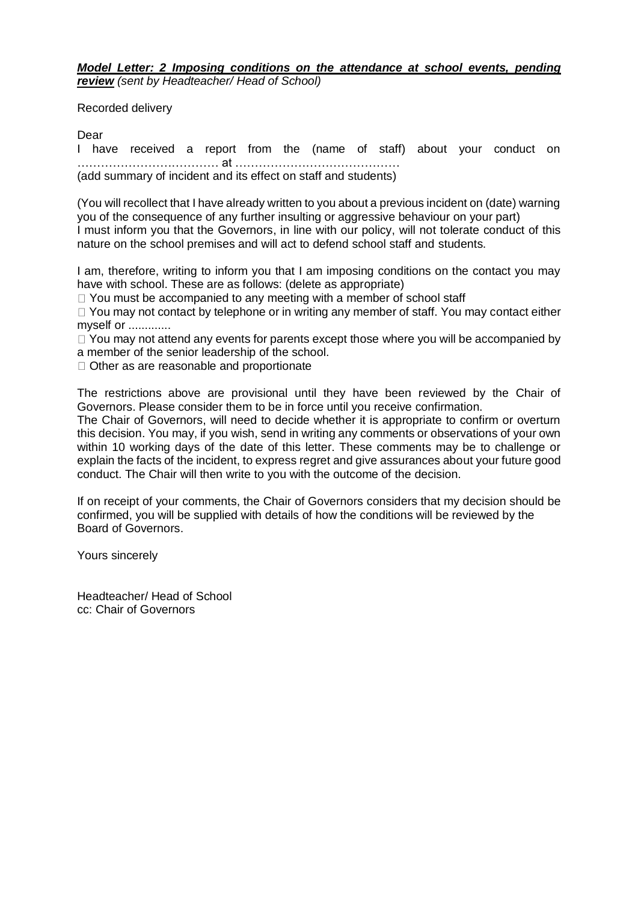***Model Letter: 2 Imposing conditions on the attendance at school events, pending review*** *(sent by Headteacher/ Head of School)*

Recorded delivery

Dear

I have received a report from the (name of staff) about your conduct on ……………………………… at ……………………………………

(add summary of incident and its effect on staff and students)

(You will recollect that I have already written to you about a previous incident on (date) warning you of the consequence of any further insulting or aggressive behaviour on your part)

I must inform you that the Governors, in line with our policy, will not tolerate conduct of this nature on the school premises and will act to defend school staff and students.

I am, therefore, writing to inform you that I am imposing conditions on the contact you may have with school. These are as follows: (delete as appropriate)

- You must be accompanied to any meeting with a member of school staff
- You may not contact by telephone or in writing any member of staff. You may contact either myself or .............
- You may not attend any events for parents except those where you will be accompanied by a member of the senior leadership of the school.
- Other as are reasonable and proportionate

The restrictions above are provisional until they have been reviewed by the Chair of Governors. Please consider them to be in force until you receive confirmation.

The Chair of Governors, will need to decide whether it is appropriate to confirm or overturn this decision. You may, if you wish, send in writing any comments or observations of your own within 10 working days of the date of this letter. These comments may be to challenge or explain the facts of the incident, to express regret and give assurances about your future good conduct. The Chair will then write to you with the outcome of the decision.

If on receipt of your comments, the Chair of Governors considers that my decision should be confirmed, you will be supplied with details of how the conditions will be reviewed by the Board of Governors.

Yours sincerely

Headteacher/ Head of School
cc: Chair of Governors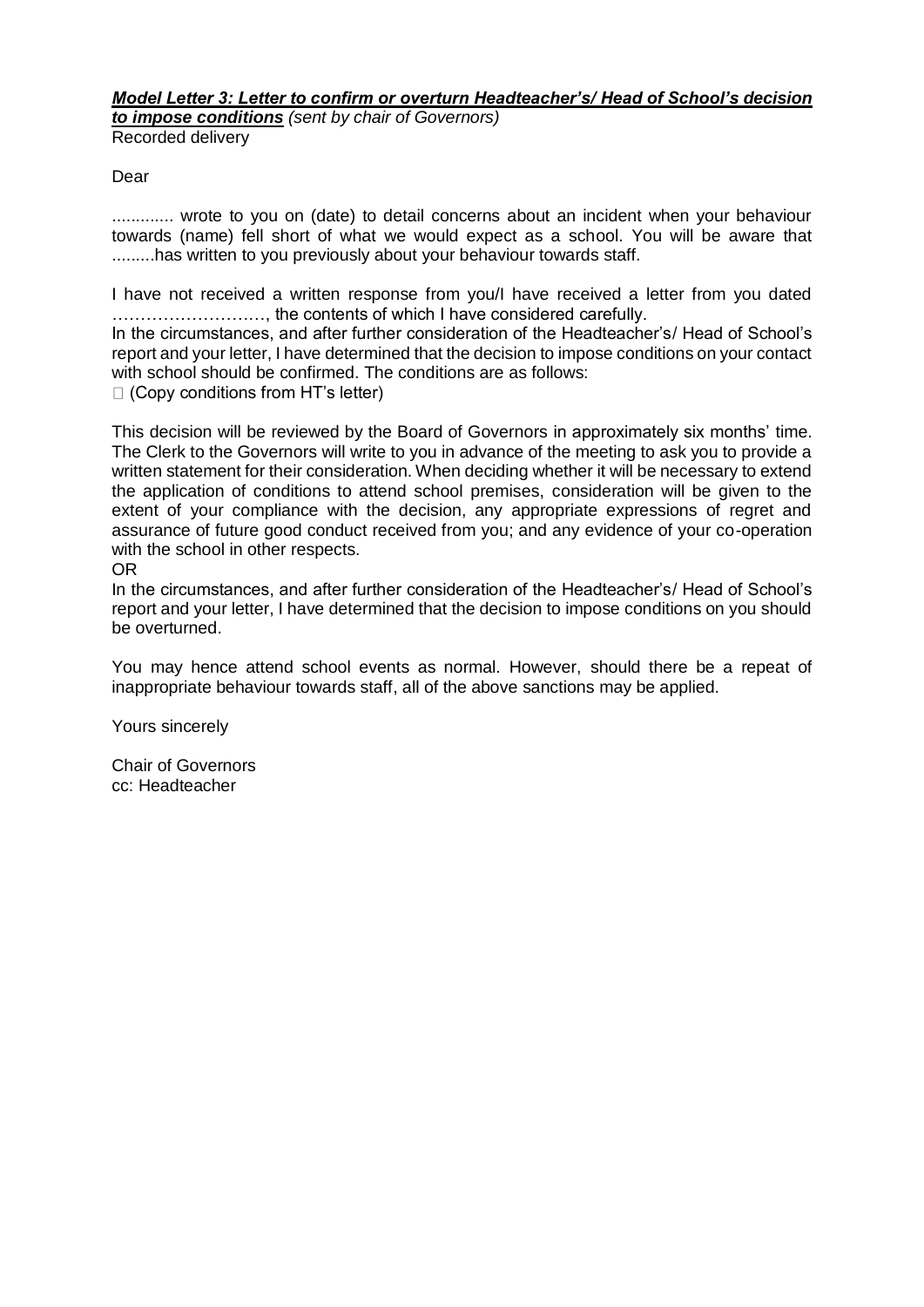***Model Letter 3: Letter to confirm or overturn Headteacher's/ Head of School's decision to impose conditions*** *(sent by chair of Governors)*
Recorded delivery

Dear

............. wrote to you on (date) to detail concerns about an incident when your behaviour towards (name) fell short of what we would expect as a school. You will be aware that .........has written to you previously about your behaviour towards staff.

I have not received a written response from you/I have received a letter from you dated ………………………, the contents of which I have considered carefully.
In the circumstances, and after further consideration of the Headteacher's/ Head of School's report and your letter, I have determined that the decision to impose conditions on your contact with school should be confirmed. The conditions are as follows:

- (Copy conditions from HT's letter)

This decision will be reviewed by the Board of Governors in approximately six months' time. The Clerk to the Governors will write to you in advance of the meeting to ask you to provide a written statement for their consideration. When deciding whether it will be necessary to extend the application of conditions to attend school premises, consideration will be given to the extent of your compliance with the decision, any appropriate expressions of regret and assurance of future good conduct received from you; and any evidence of your co-operation with the school in other respects.
OR
In the circumstances, and after further consideration of the Headteacher's/ Head of School's report and your letter, I have determined that the decision to impose conditions on you should be overturned.

You may hence attend school events as normal. However, should there be a repeat of inappropriate behaviour towards staff, all of the above sanctions may be applied.

Yours sincerely

Chair of Governors
cc: Headteacher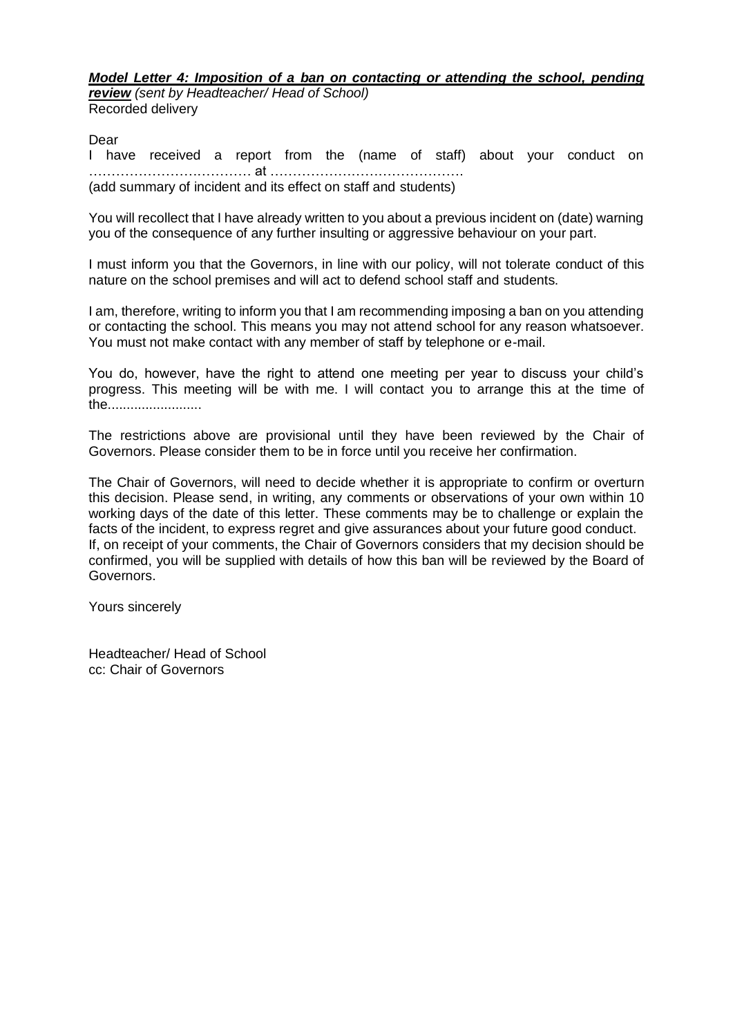***Model Letter 4: Imposition of a ban on contacting or attending the school, pending review*** *(sent by Headteacher/ Head of School)*
Recorded delivery

Dear

I have received a report from the (name of staff) about your conduct on ……………………………… at …………………………………….
(add summary of incident and its effect on staff and students)

You will recollect that I have already written to you about a previous incident on (date) warning you of the consequence of any further insulting or aggressive behaviour on your part.

I must inform you that the Governors, in line with our policy, will not tolerate conduct of this nature on the school premises and will act to defend school staff and students.

I am, therefore, writing to inform you that I am recommending imposing a ban on you attending or contacting the school. This means you may not attend school for any reason whatsoever. You must not make contact with any member of staff by telephone or e-mail.

You do, however, have the right to attend one meeting per year to discuss your child's progress. This meeting will be with me. I will contact you to arrange this at the time of the.........................

The restrictions above are provisional until they have been reviewed by the Chair of Governors. Please consider them to be in force until you receive her confirmation.

The Chair of Governors, will need to decide whether it is appropriate to confirm or overturn this decision. Please send, in writing, any comments or observations of your own within 10 working days of the date of this letter. These comments may be to challenge or explain the facts of the incident, to express regret and give assurances about your future good conduct.
If, on receipt of your comments, the Chair of Governors considers that my decision should be confirmed, you will be supplied with details of how this ban will be reviewed by the Board of Governors.

Yours sincerely

Headteacher/ Head of School
cc: Chair of Governors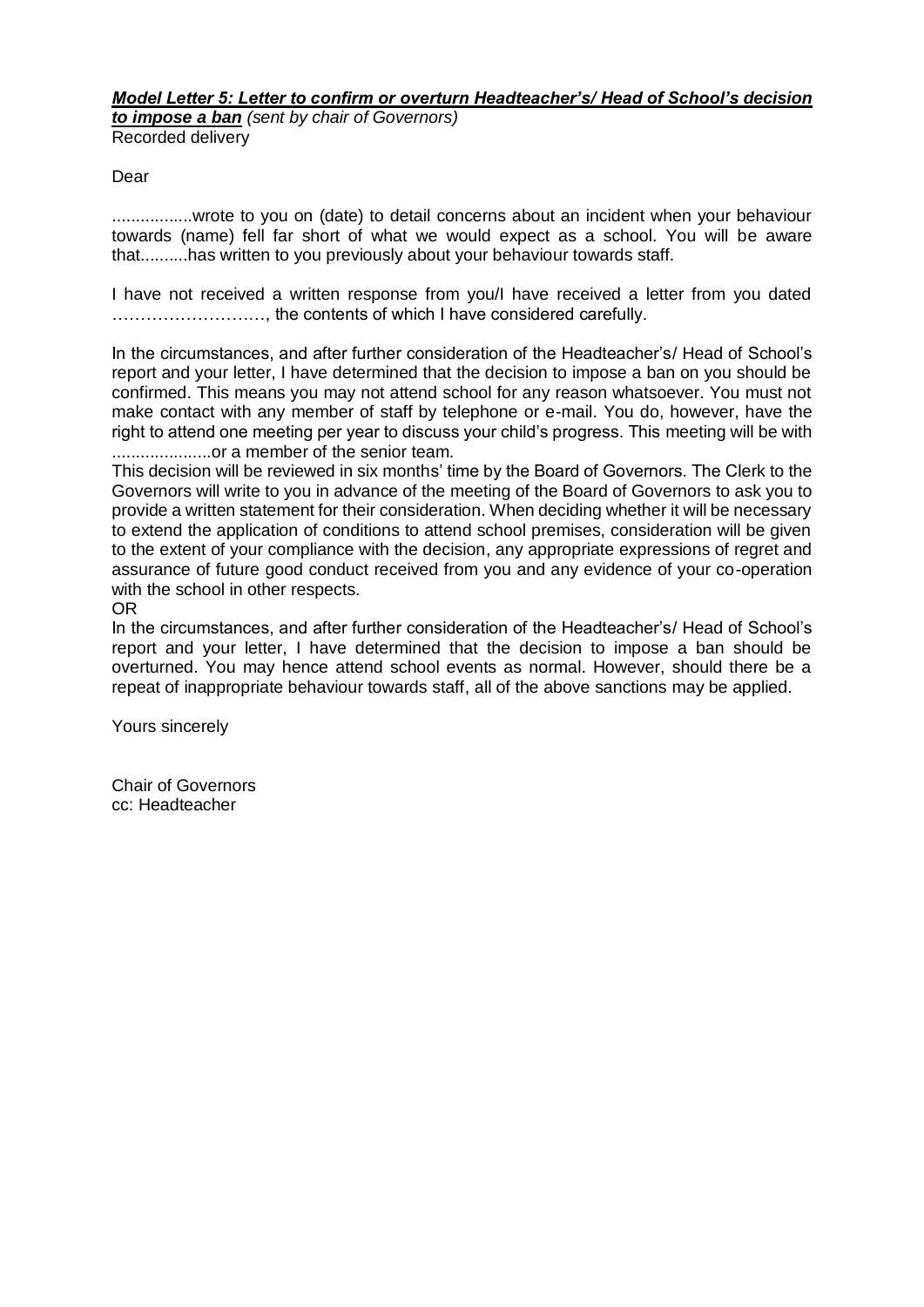***Model Letter 5: Letter to confirm or overturn Headteacher's/ Head of School's decision to impose a ban*** *(sent by chair of Governors)*
Recorded delivery

Dear

.................wrote to you on (date) to detail concerns about an incident when your behaviour towards (name) fell far short of what we would expect as a school. You will be aware that..........has written to you previously about your behaviour towards staff.

I have not received a written response from you/I have received a letter from you dated ………………………, the contents of which I have considered carefully.

In the circumstances, and after further consideration of the Headteacher's/ Head of School's report and your letter, I have determined that the decision to impose a ban on you should be confirmed. This means you may not attend school for any reason whatsoever. You must not make contact with any member of staff by telephone or e-mail. You do, however, have the right to attend one meeting per year to discuss your child's progress. This meeting will be with ....................or a member of the senior team.
This decision will be reviewed in six months' time by the Board of Governors. The Clerk to the Governors will write to you in advance of the meeting of the Board of Governors to ask you to provide a written statement for their consideration. When deciding whether it will be necessary to extend the application of conditions to attend school premises, consideration will be given to the extent of your compliance with the decision, any appropriate expressions of regret and assurance of future good conduct received from you and any evidence of your co-operation with the school in other respects.
OR
In the circumstances, and after further consideration of the Headteacher's/ Head of School's report and your letter, I have determined that the decision to impose a ban should be overturned. You may hence attend school events as normal. However, should there be a repeat of inappropriate behaviour towards staff, all of the above sanctions may be applied.

Yours sincerely

Chair of Governors
cc: Headteacher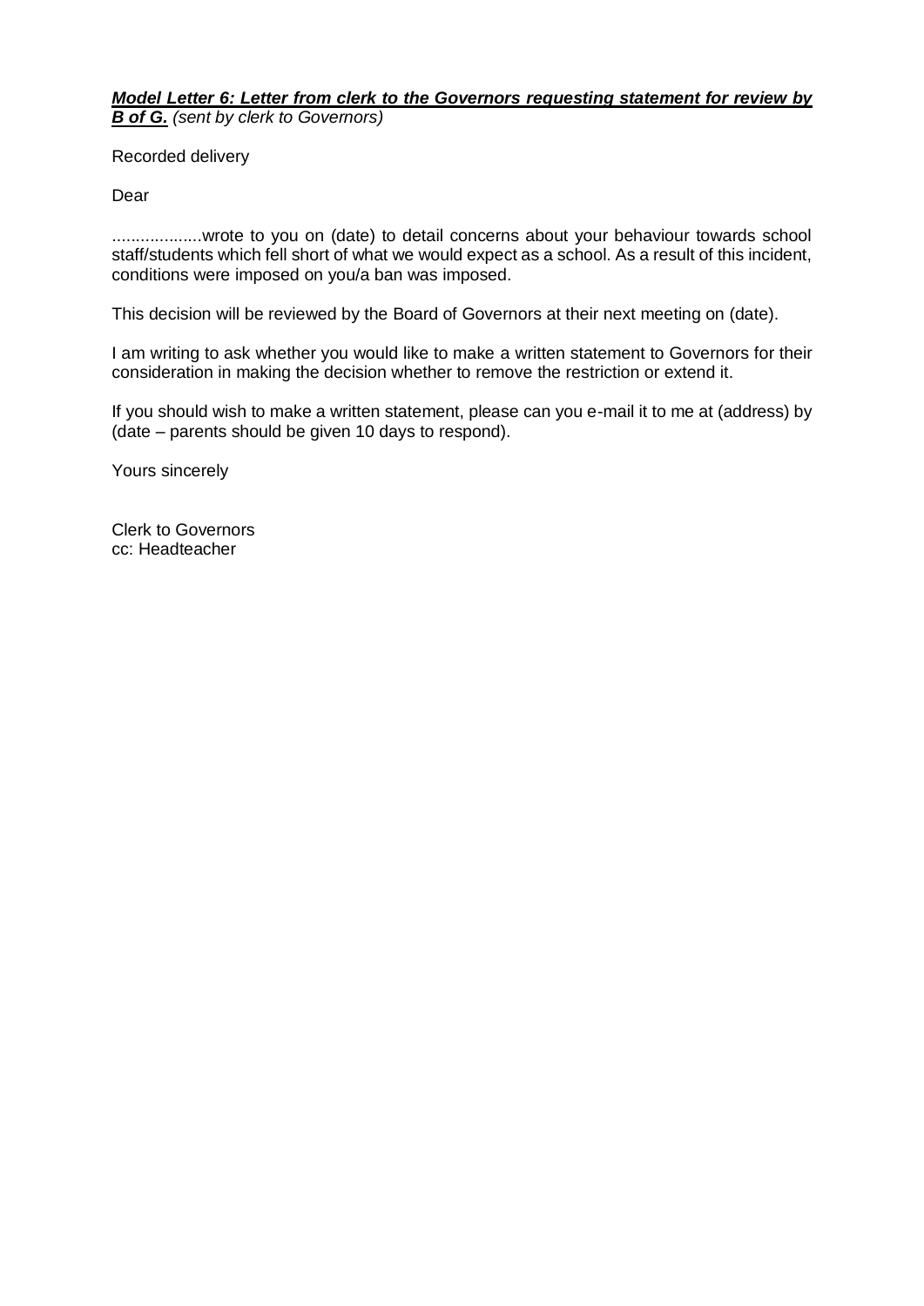***Model Letter 6: Letter from clerk to the Governors requesting statement for review by B of G.*** *(sent by clerk to Governors)*

Recorded delivery

Dear

...................wrote to you on (date) to detail concerns about your behaviour towards school staff/students which fell short of what we would expect as a school. As a result of this incident, conditions were imposed on you/a ban was imposed.

This decision will be reviewed by the Board of Governors at their next meeting on (date).

I am writing to ask whether you would like to make a written statement to Governors for their consideration in making the decision whether to remove the restriction or extend it.

If you should wish to make a written statement, please can you e-mail it to me at (address) by (date – parents should be given 10 days to respond).

Yours sincerely

Clerk to Governors
cc: Headteacher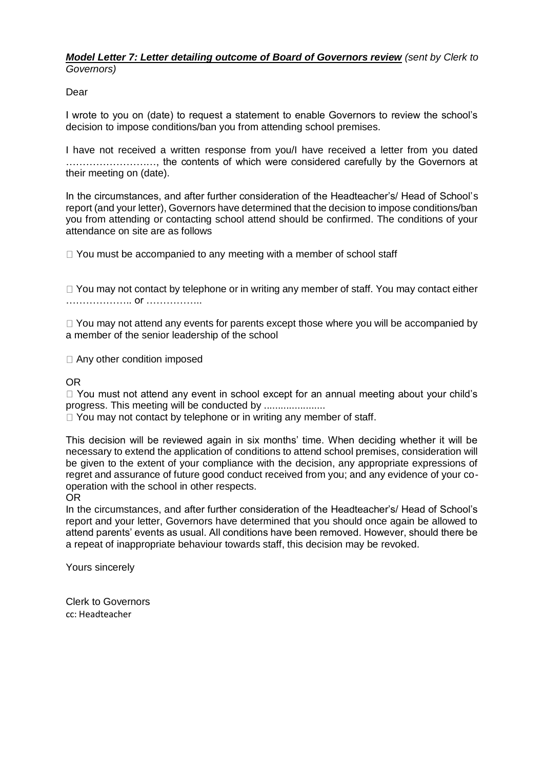***Model Letter 7: Letter detailing outcome of Board of Governors review*** *(sent by Clerk to Governors)*

Dear

I wrote to you on (date) to request a statement to enable Governors to review the school's decision to impose conditions/ban you from attending school premises.

I have not received a written response from you/I have received a letter from you dated ………………………, the contents of which were considered carefully by the Governors at their meeting on (date).

In the circumstances, and after further consideration of the Headteacher's/ Head of School's report (and your letter), Governors have determined that the decision to impose conditions/ban you from attending or contacting school attend should be confirmed. The conditions of your attendance on site are as follows

- You must be accompanied to any meeting with a member of school staff

- You may not contact by telephone or in writing any member of staff. You may contact either ……………….. or ……………..

- You may not attend any events for parents except those where you will be accompanied by a member of the senior leadership of the school

- Any other condition imposed

OR

- You must not attend any event in school except for an annual meeting about your child's progress. This meeting will be conducted by ......................
- You may not contact by telephone or in writing any member of staff.

This decision will be reviewed again in six months' time. When deciding whether it will be necessary to extend the application of conditions to attend school premises, consideration will be given to the extent of your compliance with the decision, any appropriate expressions of regret and assurance of future good conduct received from you; and any evidence of your co-operation with the school in other respects.

OR

In the circumstances, and after further consideration of the Headteacher's/ Head of School's report and your letter, Governors have determined that you should once again be allowed to attend parents' events as usual. All conditions have been removed. However, should there be a repeat of inappropriate behaviour towards staff, this decision may be revoked.

Yours sincerely

Clerk to Governors
cc: Headteacher